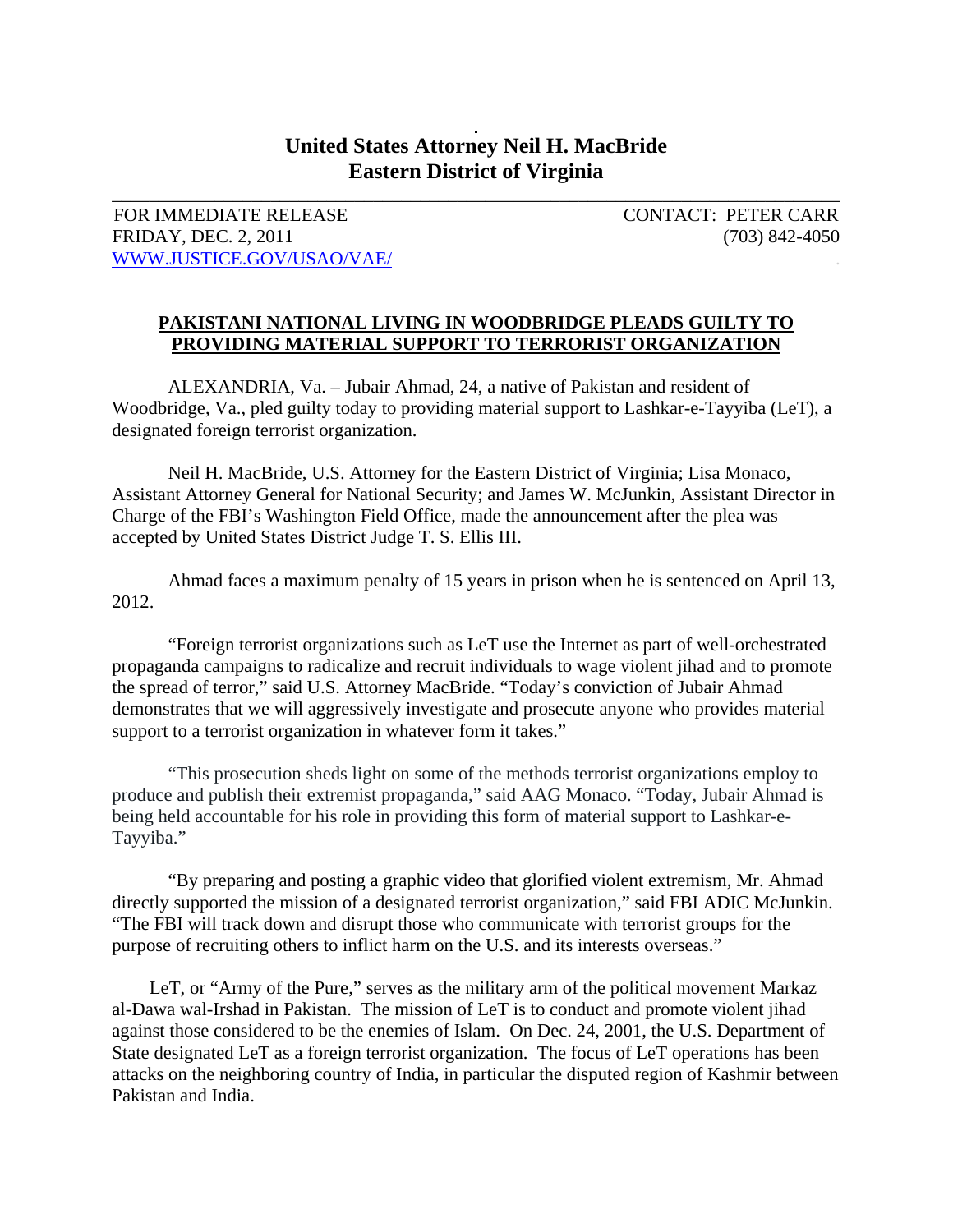# United States Attorney Neil H. MacBride
## Eastern District of Virginia

FOR IMMEDIATE RELEASE
FRIDAY, DEC. 2, 2011
WWW.JUSTICE.GOV/USAO/VAE/

CONTACT: PETER CARR
(703) 842-4050

**PAKISTANI NATIONAL LIVING IN WOODBRIDGE PLEADS GUILTY TO PROVIDING MATERIAL SUPPORT TO TERRORIST ORGANIZATION**

ALEXANDRIA, Va. – Jubair Ahmad, 24, a native of Pakistan and resident of Woodbridge, Va., pled guilty today to providing material support to Lashkar-e-Tayyiba (LeT), a designated foreign terrorist organization.

Neil H. MacBride, U.S. Attorney for the Eastern District of Virginia; Lisa Monaco, Assistant Attorney General for National Security; and James W. McJunkin, Assistant Director in Charge of the FBI's Washington Field Office, made the announcement after the plea was accepted by United States District Judge T. S. Ellis III.

Ahmad faces a maximum penalty of 15 years in prison when he is sentenced on April 13, 2012.

"Foreign terrorist organizations such as LeT use the Internet as part of well-orchestrated propaganda campaigns to radicalize and recruit individuals to wage violent jihad and to promote the spread of terror," said U.S. Attorney MacBride. "Today's conviction of Jubair Ahmad demonstrates that we will aggressively investigate and prosecute anyone who provides material support to a terrorist organization in whatever form it takes."

"This prosecution sheds light on some of the methods terrorist organizations employ to produce and publish their extremist propaganda," said AAG Monaco. "Today, Jubair Ahmad is being held accountable for his role in providing this form of material support to Lashkar-e-Tayyiba."

"By preparing and posting a graphic video that glorified violent extremism, Mr. Ahmad directly supported the mission of a designated terrorist organization," said FBI ADIC McJunkin. "The FBI will track down and disrupt those who communicate with terrorist groups for the purpose of recruiting others to inflict harm on the U.S. and its interests overseas."

LeT, or "Army of the Pure," serves as the military arm of the political movement Markaz al-Dawa wal-Irshad in Pakistan. The mission of LeT is to conduct and promote violent jihad against those considered to be the enemies of Islam. On Dec. 24, 2001, the U.S. Department of State designated LeT as a foreign terrorist organization. The focus of LeT operations has been attacks on the neighboring country of India, in particular the disputed region of Kashmir between Pakistan and India.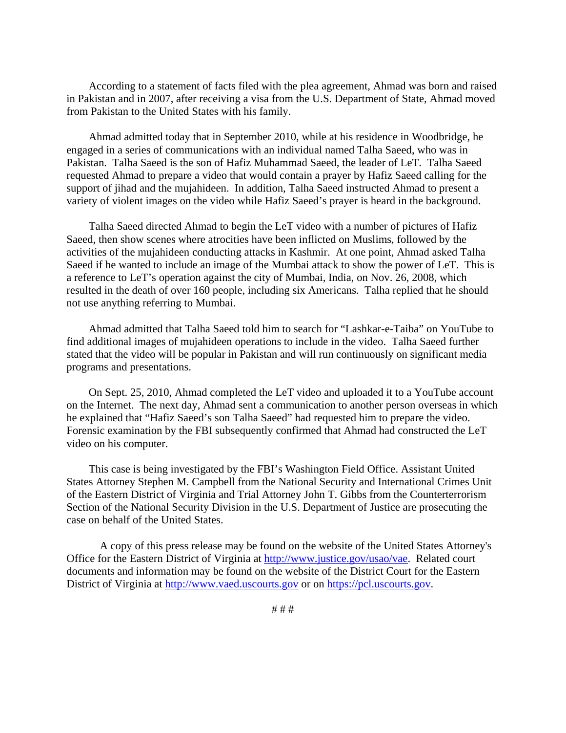According to a statement of facts filed with the plea agreement, Ahmad was born and raised in Pakistan and in 2007, after receiving a visa from the U.S. Department of State, Ahmad moved from Pakistan to the United States with his family.

Ahmad admitted today that in September 2010, while at his residence in Woodbridge, he engaged in a series of communications with an individual named Talha Saeed, who was in Pakistan. Talha Saeed is the son of Hafiz Muhammad Saeed, the leader of LeT. Talha Saeed requested Ahmad to prepare a video that would contain a prayer by Hafiz Saeed calling for the support of jihad and the mujahideen. In addition, Talha Saeed instructed Ahmad to present a variety of violent images on the video while Hafiz Saeed's prayer is heard in the background.

Talha Saeed directed Ahmad to begin the LeT video with a number of pictures of Hafiz Saeed, then show scenes where atrocities have been inflicted on Muslims, followed by the activities of the mujahideen conducting attacks in Kashmir. At one point, Ahmad asked Talha Saeed if he wanted to include an image of the Mumbai attack to show the power of LeT. This is a reference to LeT's operation against the city of Mumbai, India, on Nov. 26, 2008, which resulted in the death of over 160 people, including six Americans. Talha replied that he should not use anything referring to Mumbai.

Ahmad admitted that Talha Saeed told him to search for "Lashkar-e-Taiba" on YouTube to find additional images of mujahideen operations to include in the video. Talha Saeed further stated that the video will be popular in Pakistan and will run continuously on significant media programs and presentations.

On Sept. 25, 2010, Ahmad completed the LeT video and uploaded it to a YouTube account on the Internet. The next day, Ahmad sent a communication to another person overseas in which he explained that "Hafiz Saeed's son Talha Saeed" had requested him to prepare the video. Forensic examination by the FBI subsequently confirmed that Ahmad had constructed the LeT video on his computer.

This case is being investigated by the FBI's Washington Field Office. Assistant United States Attorney Stephen M. Campbell from the National Security and International Crimes Unit of the Eastern District of Virginia and Trial Attorney John T. Gibbs from the Counterterrorism Section of the National Security Division in the U.S. Department of Justice are prosecuting the case on behalf of the United States.

A copy of this press release may be found on the website of the United States Attorney's Office for the Eastern District of Virginia at http://www.justice.gov/usao/vae. Related court documents and information may be found on the website of the District Court for the Eastern District of Virginia at http://www.vaed.uscourts.gov or on https://pcl.uscourts.gov.

# # #